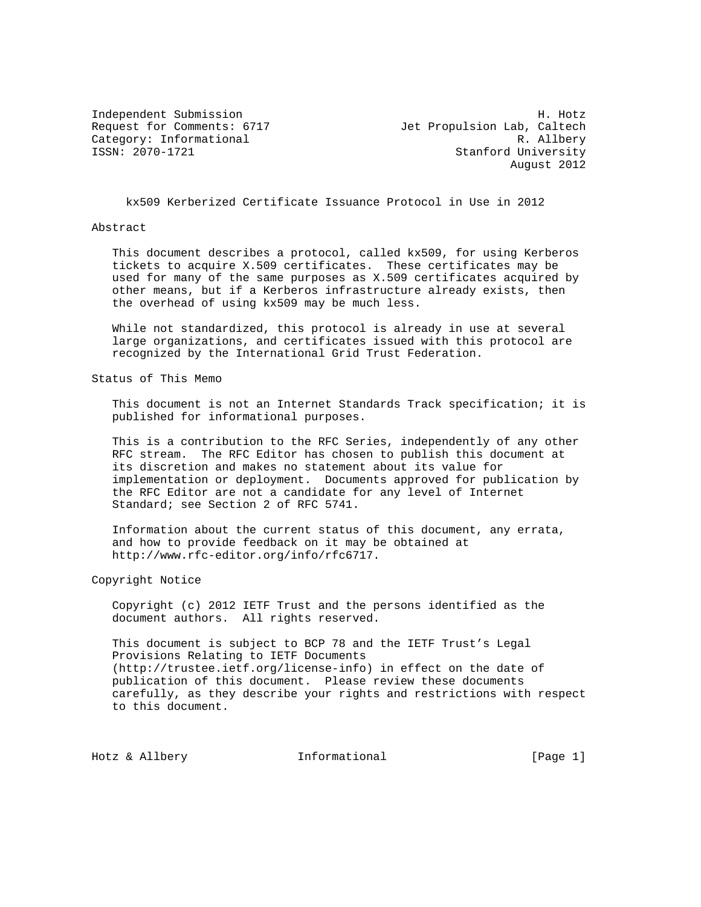Independent Submission H. Hotz
Request for Comments: 6717 Jet Propulsion Lab, Caltech
Category: Informational R. Allbery
ISSN: 2070-1721 Stanford University
August 2012

# kx509 Kerberized Certificate Issuance Protocol in Use in 2012

## Abstract

This document describes a protocol, called kx509, for using Kerberos tickets to acquire X.509 certificates. These certificates may be used for many of the same purposes as X.509 certificates acquired by other means, but if a Kerberos infrastructure already exists, then the overhead of using kx509 may be much less.

While not standardized, this protocol is already in use at several large organizations, and certificates issued with this protocol are recognized by the International Grid Trust Federation.

## Status of This Memo

This document is not an Internet Standards Track specification; it is published for informational purposes.

This is a contribution to the RFC Series, independently of any other RFC stream. The RFC Editor has chosen to publish this document at its discretion and makes no statement about its value for implementation or deployment. Documents approved for publication by the RFC Editor are not a candidate for any level of Internet Standard; see Section 2 of RFC 5741.

Information about the current status of this document, any errata, and how to provide feedback on it may be obtained at http://www.rfc-editor.org/info/rfc6717.

## Copyright Notice

Copyright (c) 2012 IETF Trust and the persons identified as the document authors. All rights reserved.

This document is subject to BCP 78 and the IETF Trust's Legal Provisions Relating to IETF Documents (http://trustee.ietf.org/license-info) in effect on the date of publication of this document. Please review these documents carefully, as they describe your rights and restrictions with respect to this document.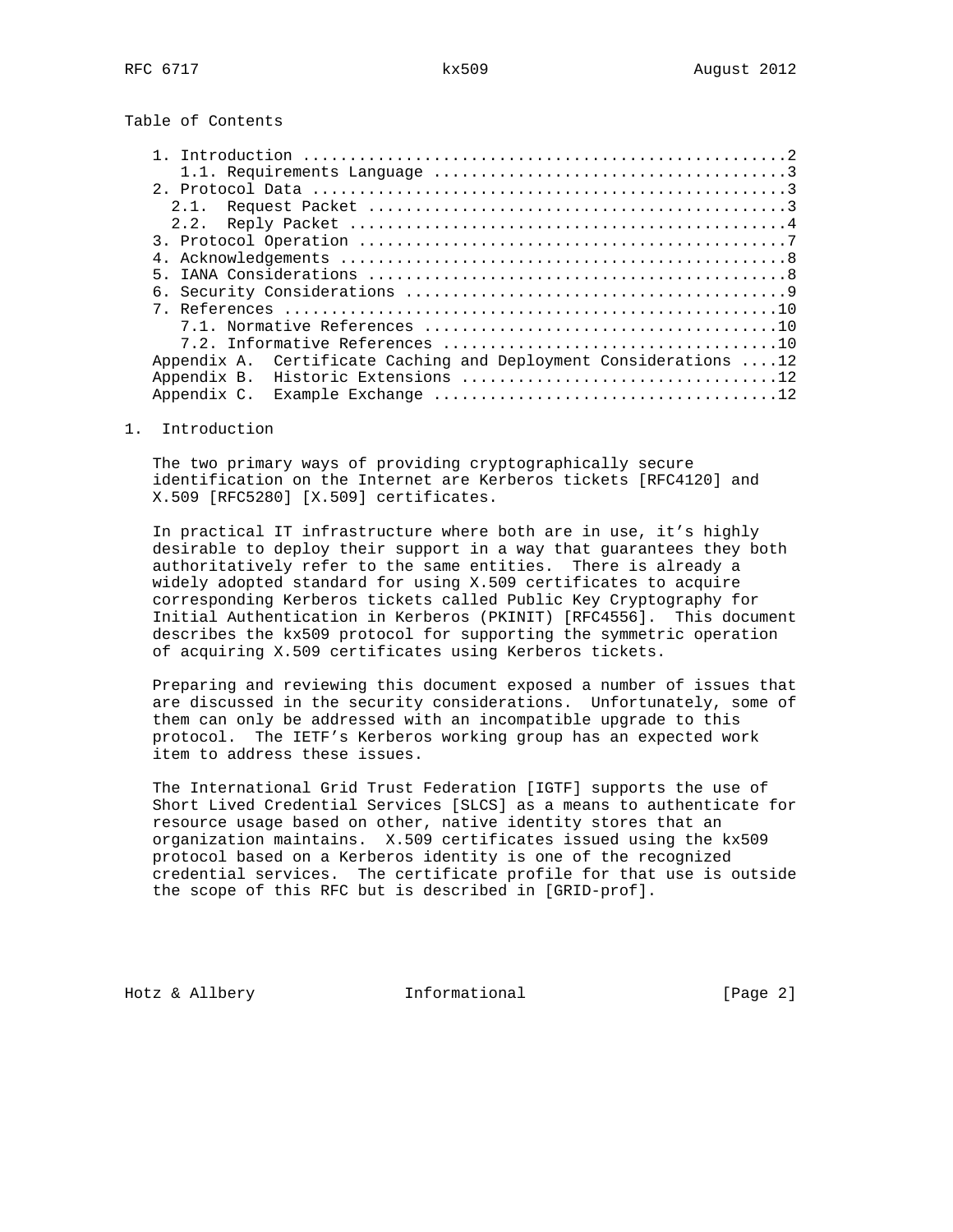Table of Contents

1. Introduction ....................................................2
   1.1. Requirements Language .....................................3
2. Protocol Data ..................................................3
   2.1. Request Packet ............................................3
   2.2. Reply Packet ..............................................4
3. Protocol Operation .............................................7
4. Acknowledgements ...............................................8
5. IANA Considerations ............................................8
6. Security Considerations ........................................9
7. References ....................................................10
   7.1. Normative References .....................................10
   7.2. Informative References ...................................10
Appendix A. Certificate Caching and Deployment Considerations ....12
Appendix B. Historic Extensions ..................................12
Appendix C. Example Exchange .....................................12

# 1. Introduction

The two primary ways of providing cryptographically secure identification on the Internet are Kerberos tickets [RFC4120] and X.509 [RFC5280] [X.509] certificates.

In practical IT infrastructure where both are in use, it's highly desirable to deploy their support in a way that guarantees they both authoritatively refer to the same entities. There is already a widely adopted standard for using X.509 certificates to acquire corresponding Kerberos tickets called Public Key Cryptography for Initial Authentication in Kerberos (PKINIT) [RFC4556]. This document describes the kx509 protocol for supporting the symmetric operation of acquiring X.509 certificates using Kerberos tickets.

Preparing and reviewing this document exposed a number of issues that are discussed in the security considerations. Unfortunately, some of them can only be addressed with an incompatible upgrade to this protocol. The IETF's Kerberos working group has an expected work item to address these issues.

The International Grid Trust Federation [IGTF] supports the use of Short Lived Credential Services [SLCS] as a means to authenticate for resource usage based on other, native identity stores that an organization maintains. X.509 certificates issued using the kx509 protocol based on a Kerberos identity is one of the recognized credential services. The certificate profile for that use is outside the scope of this RFC but is described in [GRID-prof].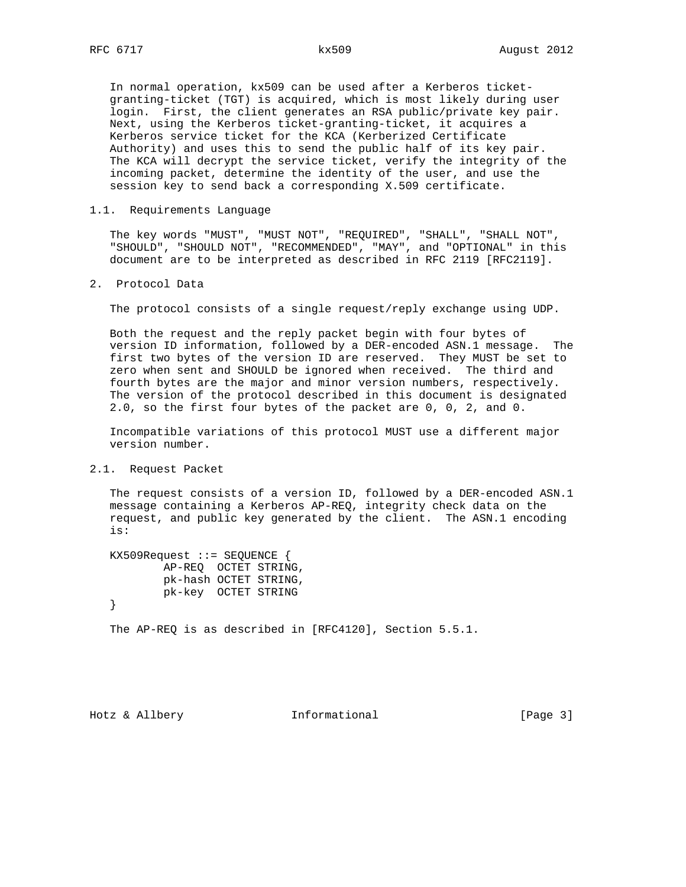In normal operation, kx509 can be used after a Kerberos ticket-granting-ticket (TGT) is acquired, which is most likely during user login. First, the client generates an RSA public/private key pair. Next, using the Kerberos ticket-granting-ticket, it acquires a Kerberos service ticket for the KCA (Kerberized Certificate Authority) and uses this to send the public half of its key pair. The KCA will decrypt the service ticket, verify the integrity of the incoming packet, determine the identity of the user, and use the session key to send back a corresponding X.509 certificate.

### 1.1. Requirements Language

The key words "MUST", "MUST NOT", "REQUIRED", "SHALL", "SHALL NOT", "SHOULD", "SHOULD NOT", "RECOMMENDED", "MAY", and "OPTIONAL" in this document are to be interpreted as described in RFC 2119 [RFC2119].

## 2. Protocol Data

The protocol consists of a single request/reply exchange using UDP.

Both the request and the reply packet begin with four bytes of version ID information, followed by a DER-encoded ASN.1 message. The first two bytes of the version ID are reserved. They MUST be set to zero when sent and SHOULD be ignored when received. The third and fourth bytes are the major and minor version numbers, respectively. The version of the protocol described in this document is designated 2.0, so the first four bytes of the packet are 0, 0, 2, and 0.

Incompatible variations of this protocol MUST use a different major version number.

### 2.1. Request Packet

The request consists of a version ID, followed by a DER-encoded ASN.1 message containing a Kerberos AP-REQ, integrity check data on the request, and public key generated by the client. The ASN.1 encoding is:

```
KX509Request ::= SEQUENCE {
        AP-REQ  OCTET STRING,
        pk-hash OCTET STRING,
        pk-key  OCTET STRING
}
```

The AP-REQ is as described in [RFC4120], Section 5.5.1.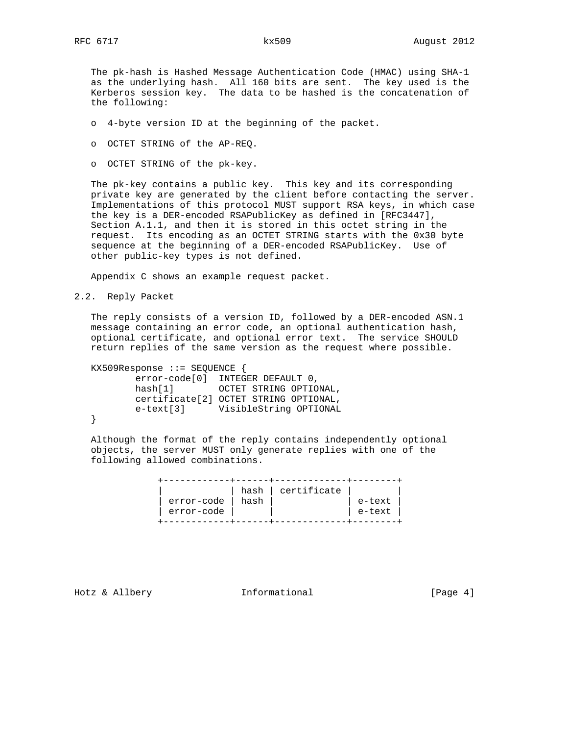The pk-hash is Hashed Message Authentication Code (HMAC) using SHA-1 as the underlying hash. All 160 bits are sent. The key used is the Kerberos session key. The data to be hashed is the concatenation of the following:

- 4-byte version ID at the beginning of the packet.
- OCTET STRING of the AP-REQ.
- OCTET STRING of the pk-key.

The pk-key contains a public key. This key and its corresponding private key are generated by the client before contacting the server. Implementations of this protocol MUST support RSA keys, in which case the key is a DER-encoded RSAPublicKey as defined in [RFC3447], Section A.1.1, and then it is stored in this octet string in the request. Its encoding as an OCTET STRING starts with the 0x30 byte sequence at the beginning of a DER-encoded RSAPublicKey. Use of other public-key types is not defined.

Appendix C shows an example request packet.

## 2.2. Reply Packet

The reply consists of a version ID, followed by a DER-encoded ASN.1 message containing an error code, an optional authentication hash, optional certificate, and optional error text. The service SHOULD return replies of the same version as the request where possible.

```
KX509Response ::= SEQUENCE {
        error-code[0]  INTEGER DEFAULT 0,
        hash[1]        OCTET STRING OPTIONAL,
        certificate[2] OCTET STRING OPTIONAL,
        e-text[3]      VisibleString OPTIONAL
}
```

Although the format of the reply contains independently optional objects, the server MUST only generate replies with one of the following allowed combinations.

| | | | |
|---|---|---|---|
| | hash | certificate | |
| error-code | hash | | e-text |
| error-code | | | e-text |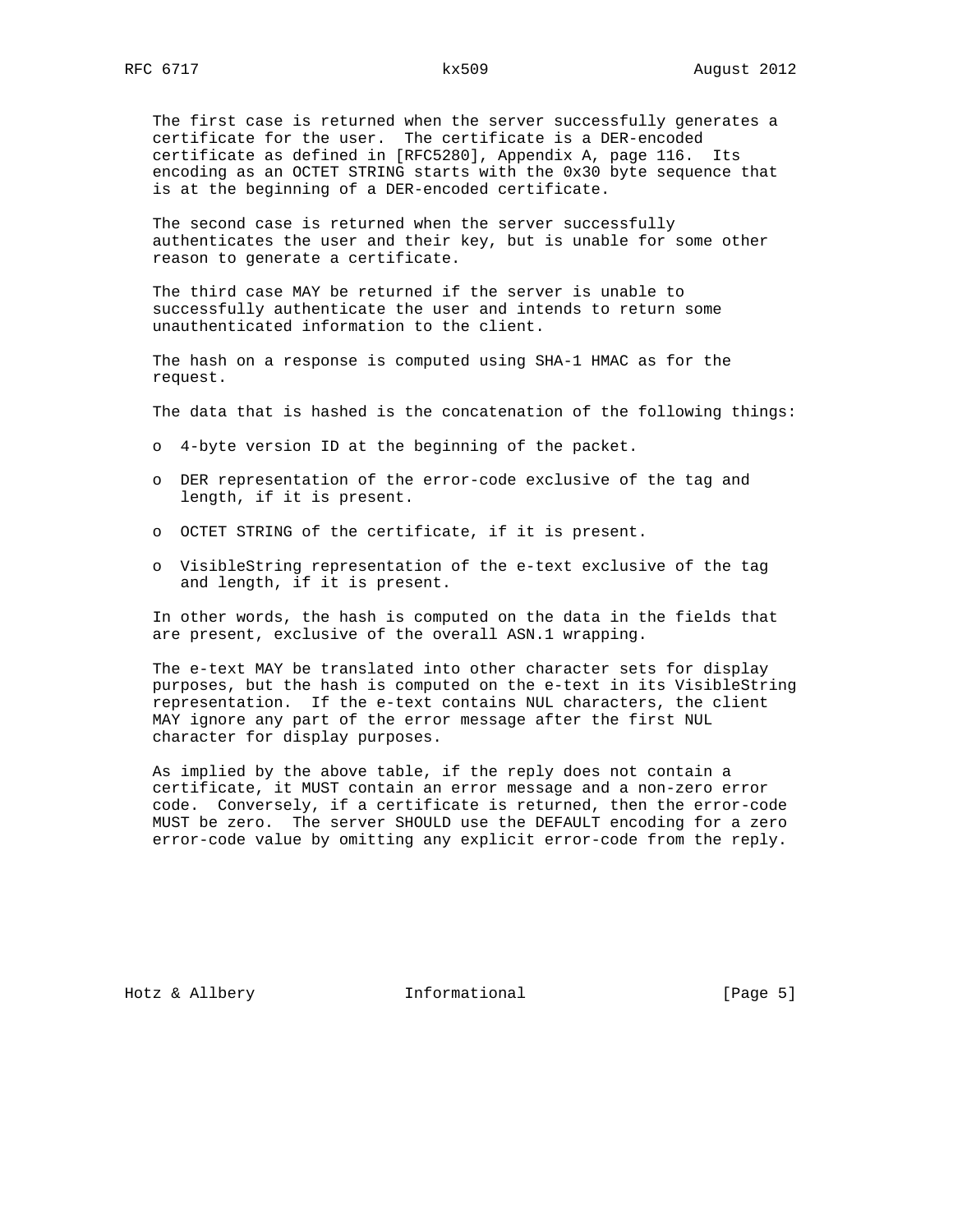The first case is returned when the server successfully generates a certificate for the user. The certificate is a DER-encoded certificate as defined in [RFC5280], Appendix A, page 116. Its encoding as an OCTET STRING starts with the 0x30 byte sequence that is at the beginning of a DER-encoded certificate.

The second case is returned when the server successfully authenticates the user and their key, but is unable for some other reason to generate a certificate.

The third case MAY be returned if the server is unable to successfully authenticate the user and intends to return some unauthenticated information to the client.

The hash on a response is computed using SHA-1 HMAC as for the request.

The data that is hashed is the concatenation of the following things:

- 4-byte version ID at the beginning of the packet.
- DER representation of the error-code exclusive of the tag and length, if it is present.
- OCTET STRING of the certificate, if it is present.
- VisibleString representation of the e-text exclusive of the tag and length, if it is present.

In other words, the hash is computed on the data in the fields that are present, exclusive of the overall ASN.1 wrapping.

The e-text MAY be translated into other character sets for display purposes, but the hash is computed on the e-text in its VisibleString representation. If the e-text contains NUL characters, the client MAY ignore any part of the error message after the first NUL character for display purposes.

As implied by the above table, if the reply does not contain a certificate, it MUST contain an error message and a non-zero error code. Conversely, if a certificate is returned, then the error-code MUST be zero. The server SHOULD use the DEFAULT encoding for a zero error-code value by omitting any explicit error-code from the reply.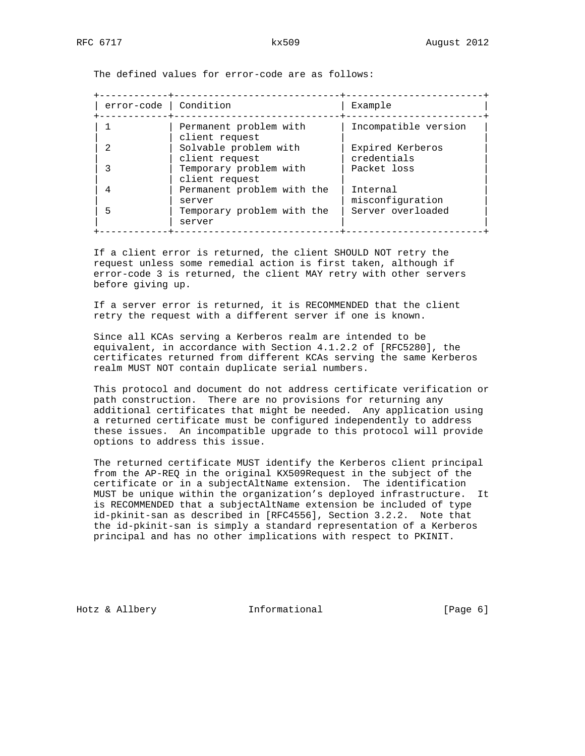The defined values for error-code are as follows:

| error-code | Condition | Example |
|---|---|---|
| 1 | Permanent problem with client request | Incompatible version |
| 2 | Solvable problem with client request | Expired Kerberos credentials |
| 3 | Temporary problem with client request | Packet loss |
| 4 | Permanent problem with the server | Internal misconfiguration |
| 5 | Temporary problem with the server | Server overloaded |

If a client error is returned, the client SHOULD NOT retry the request unless some remedial action is first taken, although if error-code 3 is returned, the client MAY retry with other servers before giving up.

If a server error is returned, it is RECOMMENDED that the client retry the request with a different server if one is known.

Since all KCAs serving a Kerberos realm are intended to be equivalent, in accordance with Section 4.1.2.2 of [RFC5280], the certificates returned from different KCAs serving the same Kerberos realm MUST NOT contain duplicate serial numbers.

This protocol and document do not address certificate verification or path construction. There are no provisions for returning any additional certificates that might be needed. Any application using a returned certificate must be configured independently to address these issues. An incompatible upgrade to this protocol will provide options to address this issue.

The returned certificate MUST identify the Kerberos client principal from the AP-REQ in the original KX509Request in the subject of the certificate or in a subjectAltName extension. The identification MUST be unique within the organization's deployed infrastructure. It is RECOMMENDED that a subjectAltName extension be included of type id-pkinit-san as described in [RFC4556], Section 3.2.2. Note that the id-pkinit-san is simply a standard representation of a Kerberos principal and has no other implications with respect to PKINIT.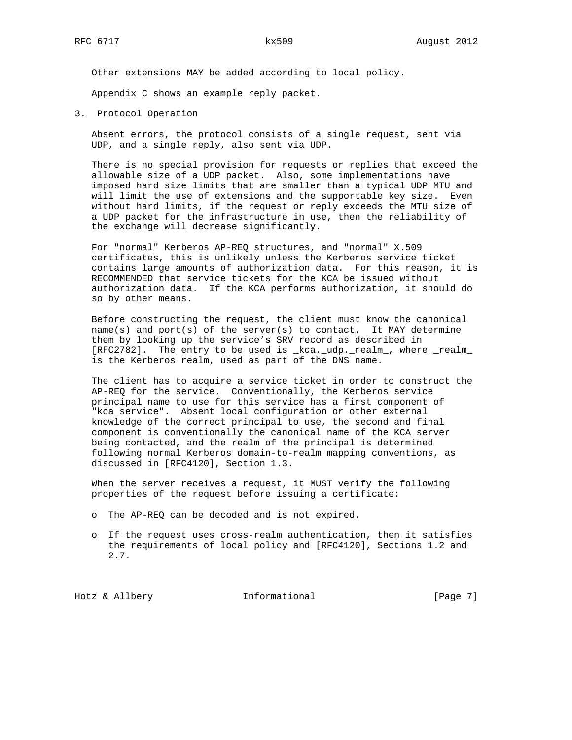Other extensions MAY be added according to local policy.

Appendix C shows an example reply packet.

## 3. Protocol Operation

Absent errors, the protocol consists of a single request, sent via UDP, and a single reply, also sent via UDP.

There is no special provision for requests or replies that exceed the allowable size of a UDP packet. Also, some implementations have imposed hard size limits that are smaller than a typical UDP MTU and will limit the use of extensions and the supportable key size. Even without hard limits, if the request or reply exceeds the MTU size of a UDP packet for the infrastructure in use, then the reliability of the exchange will decrease significantly.

For "normal" Kerberos AP-REQ structures, and "normal" X.509 certificates, this is unlikely unless the Kerberos service ticket contains large amounts of authorization data. For this reason, it is RECOMMENDED that service tickets for the KCA be issued without authorization data. If the KCA performs authorization, it should do so by other means.

Before constructing the request, the client must know the canonical name(s) and port(s) of the server(s) to contact. It MAY determine them by looking up the service's SRV record as described in [RFC2782]. The entry to be used is _kca._udp._realm_, where _realm_ is the Kerberos realm, used as part of the DNS name.

The client has to acquire a service ticket in order to construct the AP-REQ for the service. Conventionally, the Kerberos service principal name to use for this service has a first component of "kca_service". Absent local configuration or other external knowledge of the correct principal to use, the second and final component is conventionally the canonical name of the KCA server being contacted, and the realm of the principal is determined following normal Kerberos domain-to-realm mapping conventions, as discussed in [RFC4120], Section 1.3.

When the server receives a request, it MUST verify the following properties of the request before issuing a certificate:

- The AP-REQ can be decoded and is not expired.
- If the request uses cross-realm authentication, then it satisfies the requirements of local policy and [RFC4120], Sections 1.2 and 2.7.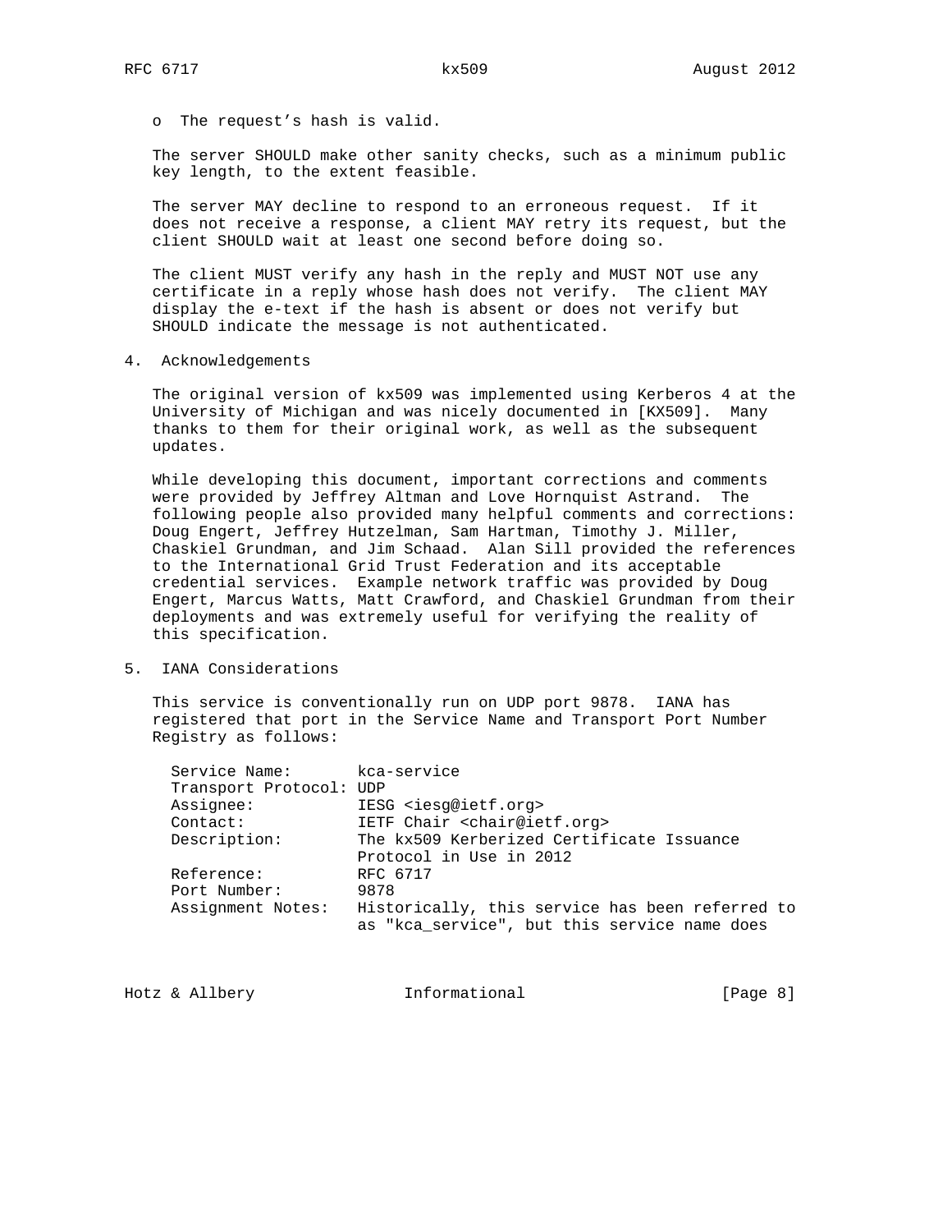- The request's hash is valid.

The server SHOULD make other sanity checks, such as a minimum public key length, to the extent feasible.

The server MAY decline to respond to an erroneous request. If it does not receive a response, a client MAY retry its request, but the client SHOULD wait at least one second before doing so.

The client MUST verify any hash in the reply and MUST NOT use any certificate in a reply whose hash does not verify. The client MAY display the e-text if the hash is absent or does not verify but SHOULD indicate the message is not authenticated.

## 4. Acknowledgements

The original version of kx509 was implemented using Kerberos 4 at the University of Michigan and was nicely documented in [KX509]. Many thanks to them for their original work, as well as the subsequent updates.

While developing this document, important corrections and comments were provided by Jeffrey Altman and Love Hornquist Astrand. The following people also provided many helpful comments and corrections: Doug Engert, Jeffrey Hutzelman, Sam Hartman, Timothy J. Miller, Chaskiel Grundman, and Jim Schaad. Alan Sill provided the references to the International Grid Trust Federation and its acceptable credential services. Example network traffic was provided by Doug Engert, Marcus Watts, Matt Crawford, and Chaskiel Grundman from their deployments and was extremely useful for verifying the reality of this specification.

## 5. IANA Considerations

This service is conventionally run on UDP port 9878. IANA has registered that port in the Service Name and Transport Port Number Registry as follows:

```
Service Name:       kca-service
Transport Protocol: UDP
Assignee:           IESG <iesg@ietf.org>
Contact:            IETF Chair <chair@ietf.org>
Description:        The kx509 Kerberized Certificate Issuance
                    Protocol in Use in 2012
Reference:          RFC 6717
Port Number:        9878
Assignment Notes:   Historically, this service has been referred to
                    as "kca_service", but this service name does
```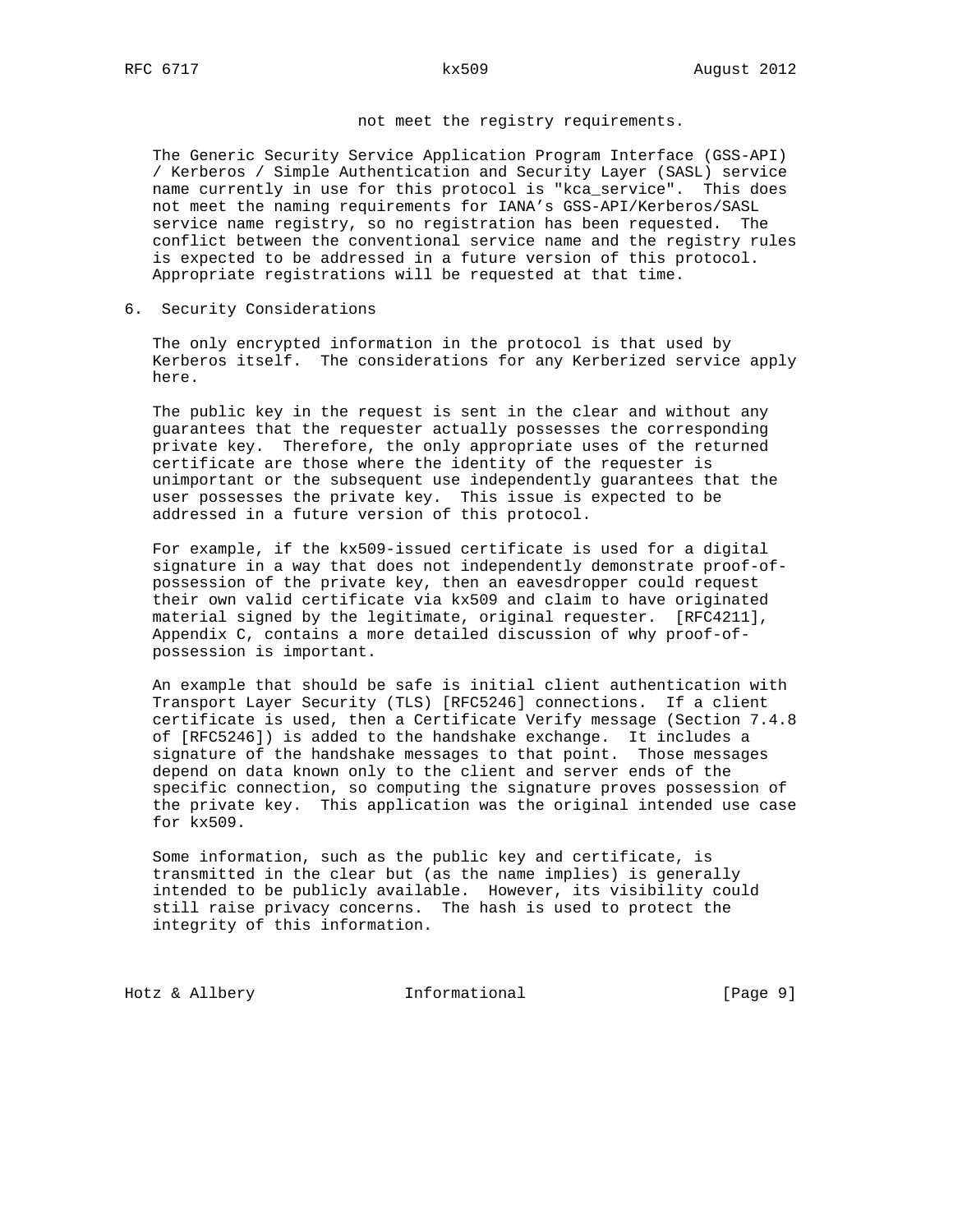not meet the registry requirements.

The Generic Security Service Application Program Interface (GSS-API) / Kerberos / Simple Authentication and Security Layer (SASL) service name currently in use for this protocol is "kca_service". This does not meet the naming requirements for IANA's GSS-API/Kerberos/SASL service name registry, so no registration has been requested. The conflict between the conventional service name and the registry rules is expected to be addressed in a future version of this protocol. Appropriate registrations will be requested at that time.

## 6. Security Considerations

The only encrypted information in the protocol is that used by Kerberos itself. The considerations for any Kerberized service apply here.

The public key in the request is sent in the clear and without any guarantees that the requester actually possesses the corresponding private key. Therefore, the only appropriate uses of the returned certificate are those where the identity of the requester is unimportant or the subsequent use independently guarantees that the user possesses the private key. This issue is expected to be addressed in a future version of this protocol.

For example, if the kx509-issued certificate is used for a digital signature in a way that does not independently demonstrate proof-of-possession of the private key, then an eavesdropper could request their own valid certificate via kx509 and claim to have originated material signed by the legitimate, original requester. [RFC4211], Appendix C, contains a more detailed discussion of why proof-of-possession is important.

An example that should be safe is initial client authentication with Transport Layer Security (TLS) [RFC5246] connections. If a client certificate is used, then a Certificate Verify message (Section 7.4.8 of [RFC5246]) is added to the handshake exchange. It includes a signature of the handshake messages to that point. Those messages depend on data known only to the client and server ends of the specific connection, so computing the signature proves possession of the private key. This application was the original intended use case for kx509.

Some information, such as the public key and certificate, is transmitted in the clear but (as the name implies) is generally intended to be publicly available. However, its visibility could still raise privacy concerns. The hash is used to protect the integrity of this information.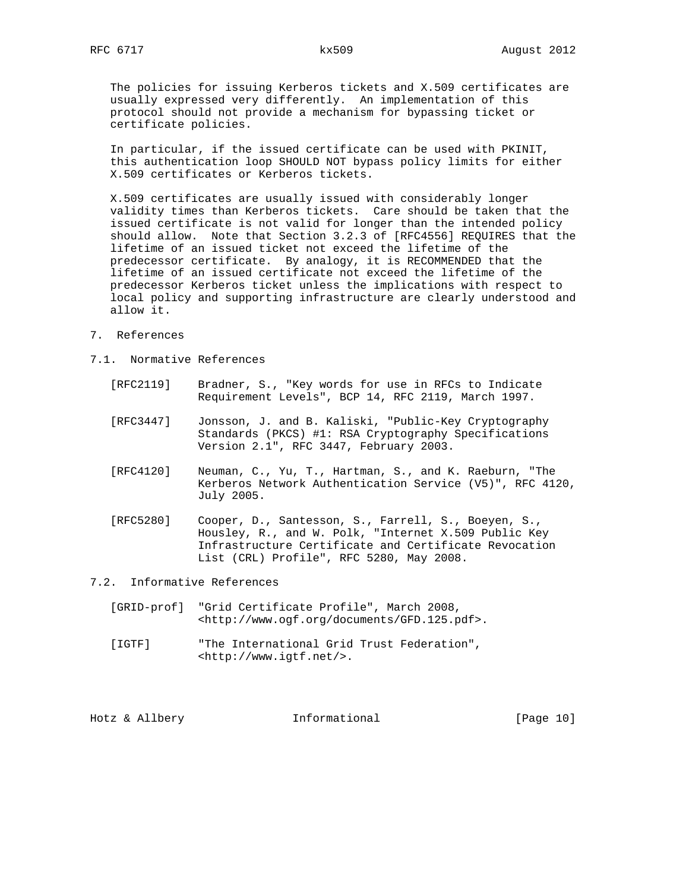The policies for issuing Kerberos tickets and X.509 certificates are usually expressed very differently. An implementation of this protocol should not provide a mechanism for bypassing ticket or certificate policies.

In particular, if the issued certificate can be used with PKINIT, this authentication loop SHOULD NOT bypass policy limits for either X.509 certificates or Kerberos tickets.

X.509 certificates are usually issued with considerably longer validity times than Kerberos tickets. Care should be taken that the issued certificate is not valid for longer than the intended policy should allow. Note that Section 3.2.3 of [RFC4556] REQUIRES that the lifetime of an issued ticket not exceed the lifetime of the predecessor certificate. By analogy, it is RECOMMENDED that the lifetime of an issued certificate not exceed the lifetime of the predecessor Kerberos ticket unless the implications with respect to local policy and supporting infrastructure are clearly understood and allow it.

# 7. References

## 7.1. Normative References

[RFC2119] Bradner, S., "Key words for use in RFCs to Indicate Requirement Levels", BCP 14, RFC 2119, March 1997.

[RFC3447] Jonsson, J. and B. Kaliski, "Public-Key Cryptography Standards (PKCS) #1: RSA Cryptography Specifications Version 2.1", RFC 3447, February 2003.

[RFC4120] Neuman, C., Yu, T., Hartman, S., and K. Raeburn, "The Kerberos Network Authentication Service (V5)", RFC 4120, July 2005.

[RFC5280] Cooper, D., Santesson, S., Farrell, S., Boeyen, S., Housley, R., and W. Polk, "Internet X.509 Public Key Infrastructure Certificate and Certificate Revocation List (CRL) Profile", RFC 5280, May 2008.

## 7.2. Informative References

[GRID-prof] "Grid Certificate Profile", March 2008, <http://www.ogf.org/documents/GFD.125.pdf>.

[IGTF] "The International Grid Trust Federation", <http://www.igtf.net/>.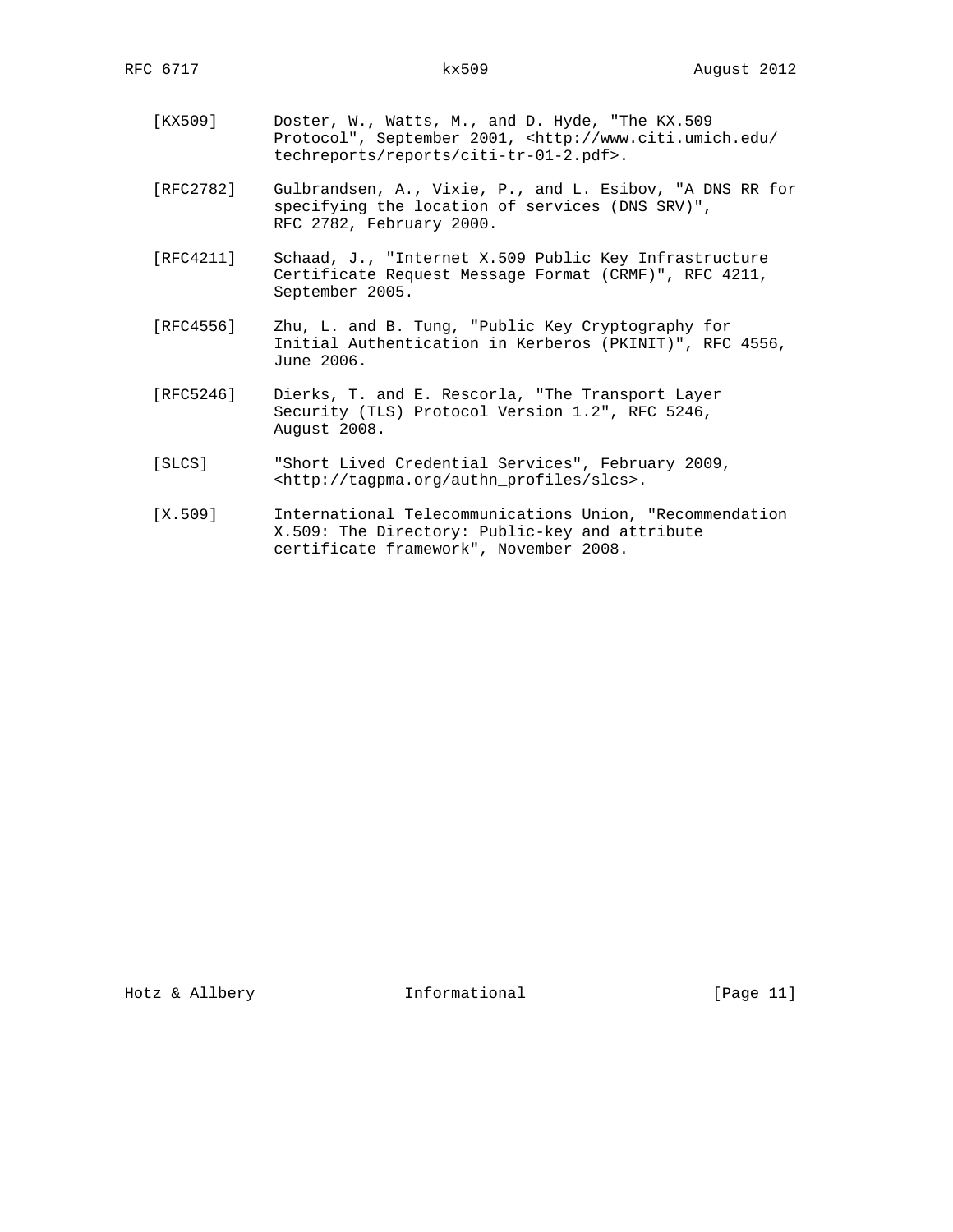[KX509] Doster, W., Watts, M., and D. Hyde, "The KX.509 Protocol", September 2001, <http://www.citi.umich.edu/techreports/reports/citi-tr-01-2.pdf>.

[RFC2782] Gulbrandsen, A., Vixie, P., and L. Esibov, "A DNS RR for specifying the location of services (DNS SRV)", RFC 2782, February 2000.

[RFC4211] Schaad, J., "Internet X.509 Public Key Infrastructure Certificate Request Message Format (CRMF)", RFC 4211, September 2005.

[RFC4556] Zhu, L. and B. Tung, "Public Key Cryptography for Initial Authentication in Kerberos (PKINIT)", RFC 4556, June 2006.

[RFC5246] Dierks, T. and E. Rescorla, "The Transport Layer Security (TLS) Protocol Version 1.2", RFC 5246, August 2008.

[SLCS] "Short Lived Credential Services", February 2009, <http://tagpma.org/authn_profiles/slcs>.

[X.509] International Telecommunications Union, "Recommendation X.509: The Directory: Public-key and attribute certificate framework", November 2008.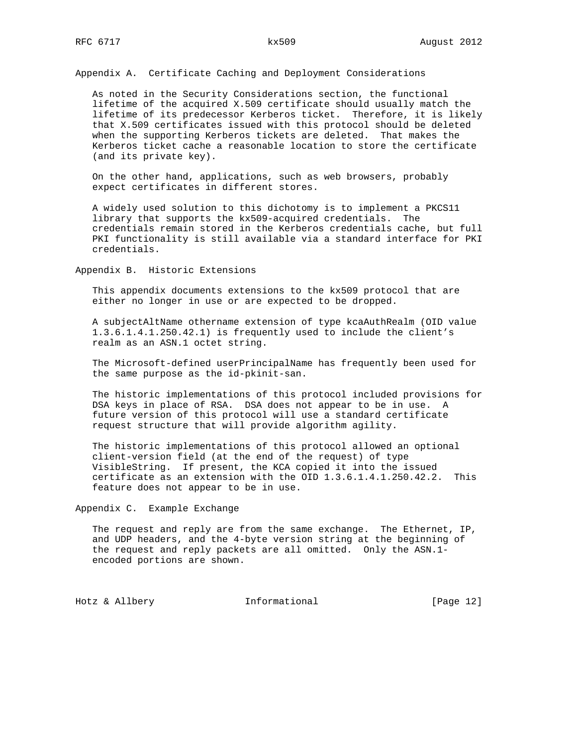## Appendix A. Certificate Caching and Deployment Considerations

As noted in the Security Considerations section, the functional lifetime of the acquired X.509 certificate should usually match the lifetime of its predecessor Kerberos ticket. Therefore, it is likely that X.509 certificates issued with this protocol should be deleted when the supporting Kerberos tickets are deleted. That makes the Kerberos ticket cache a reasonable location to store the certificate (and its private key).

On the other hand, applications, such as web browsers, probably expect certificates in different stores.

A widely used solution to this dichotomy is to implement a PKCS11 library that supports the kx509-acquired credentials. The credentials remain stored in the Kerberos credentials cache, but full PKI functionality is still available via a standard interface for PKI credentials.

## Appendix B. Historic Extensions

This appendix documents extensions to the kx509 protocol that are either no longer in use or are expected to be dropped.

A subjectAltName othername extension of type kcaAuthRealm (OID value 1.3.6.1.4.1.250.42.1) is frequently used to include the client's realm as an ASN.1 octet string.

The Microsoft-defined userPrincipalName has frequently been used for the same purpose as the id-pkinit-san.

The historic implementations of this protocol included provisions for DSA keys in place of RSA. DSA does not appear to be in use. A future version of this protocol will use a standard certificate request structure that will provide algorithm agility.

The historic implementations of this protocol allowed an optional client-version field (at the end of the request) of type VisibleString. If present, the KCA copied it into the issued certificate as an extension with the OID 1.3.6.1.4.1.250.42.2. This feature does not appear to be in use.

## Appendix C. Example Exchange

The request and reply are from the same exchange. The Ethernet, IP, and UDP headers, and the 4-byte version string at the beginning of the request and reply packets are all omitted. Only the ASN.1-encoded portions are shown.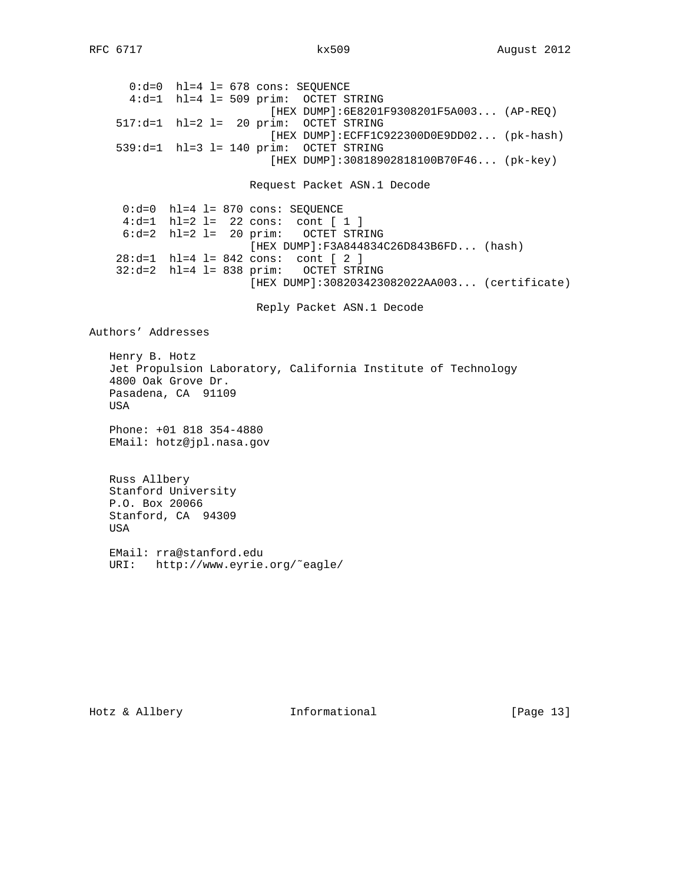```
  0:d=0  hl=4 l= 678 cons: SEQUENCE
  4:d=1  hl=4 l= 509 prim:  OCTET STRING
                      [HEX DUMP]:6E8201F9308201F5A003... (AP-REQ)
517:d=1  hl=2 l=  20 prim:  OCTET STRING
                      [HEX DUMP]:ECFF1C922300D0E9DD02... (pk-hash)
539:d=1  hl=3 l= 140 prim:  OCTET STRING
                      [HEX DUMP]:30818902818100B70F46... (pk-key)
```

Request Packet ASN.1 Decode

```
 0:d=0  hl=4 l= 870 cons: SEQUENCE
 4:d=1  hl=2 l=  22 cons:  cont [ 1 ]
 6:d=2  hl=2 l=  20 prim:   OCTET STRING
                   [HEX DUMP]:F3A844834C26D843B6FD... (hash)
28:d=1  hl=4 l= 842 cons:  cont [ 2 ]
32:d=2  hl=4 l= 838 prim:   OCTET STRING
                   [HEX DUMP]:308203423082022AA003... (certificate)
```

Reply Packet ASN.1 Decode

# Authors' Addresses

Henry B. Hotz
Jet Propulsion Laboratory, California Institute of Technology
4800 Oak Grove Dr.
Pasadena, CA 91109
USA

Phone: +01 818 354-4880
EMail: hotz@jpl.nasa.gov

Russ Allbery
Stanford University
P.O. Box 20066
Stanford, CA 94309
USA

EMail: rra@stanford.edu
URI: http://www.eyrie.org/~eagle/